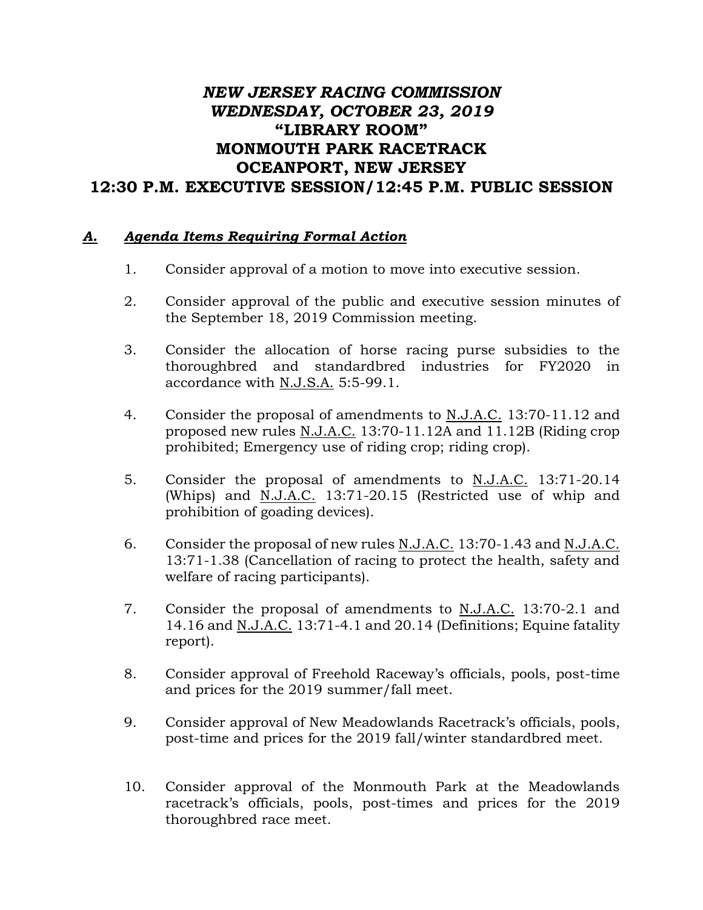# *NEW JERSEY RACING COMMISSION*
# *WEDNESDAY, OCTOBER 23, 2019*
# "LIBRARY ROOM"
# MONMOUTH PARK RACETRACK
# OCEANPORT, NEW JERSEY
# 12:30 P.M. EXECUTIVE SESSION/12:45 P.M. PUBLIC SESSION

## ***A. Agenda Items Requiring Formal Action***

1. Consider approval of a motion to move into executive session.

2. Consider approval of the public and executive session minutes of the September 18, 2019 Commission meeting.

3. Consider the allocation of horse racing purse subsidies to the thoroughbred and standardbred industries for FY2020 in accordance with N.J.S.A. 5:5-99.1.

4. Consider the proposal of amendments to N.J.A.C. 13:70-11.12 and proposed new rules N.J.A.C. 13:70-11.12A and 11.12B (Riding crop prohibited; Emergency use of riding crop; riding crop).

5. Consider the proposal of amendments to N.J.A.C. 13:71-20.14 (Whips) and N.J.A.C. 13:71-20.15 (Restricted use of whip and prohibition of goading devices).

6. Consider the proposal of new rules N.J.A.C. 13:70-1.43 and N.J.A.C. 13:71-1.38 (Cancellation of racing to protect the health, safety and welfare of racing participants).

7. Consider the proposal of amendments to N.J.A.C. 13:70-2.1 and 14.16 and N.J.A.C. 13:71-4.1 and 20.14 (Definitions; Equine fatality report).

8. Consider approval of Freehold Raceway's officials, pools, post-time and prices for the 2019 summer/fall meet.

9. Consider approval of New Meadowlands Racetrack's officials, pools, post-time and prices for the 2019 fall/winter standardbred meet.

10. Consider approval of the Monmouth Park at the Meadowlands racetrack's officials, pools, post-times and prices for the 2019 thoroughbred race meet.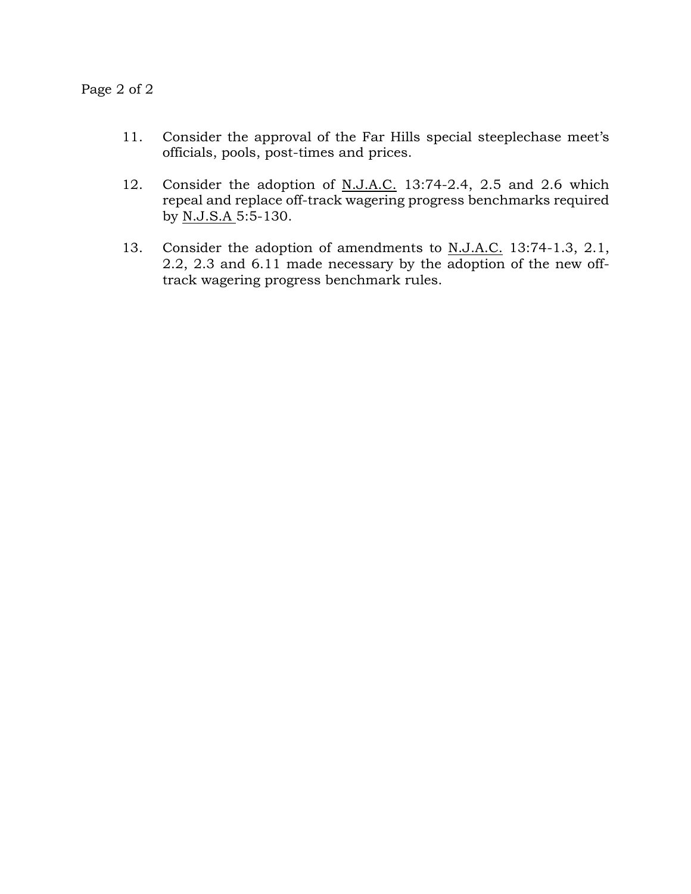11. Consider the approval of the Far Hills special steeplechase meet's officials, pools, post-times and prices.

12. Consider the adoption of N.J.A.C. 13:74-2.4, 2.5 and 2.6 which repeal and replace off-track wagering progress benchmarks required by N.J.S.A 5:5-130.

13. Consider the adoption of amendments to N.J.A.C. 13:74-1.3, 2.1, 2.2, 2.3 and 6.11 made necessary by the adoption of the new off-track wagering progress benchmark rules.